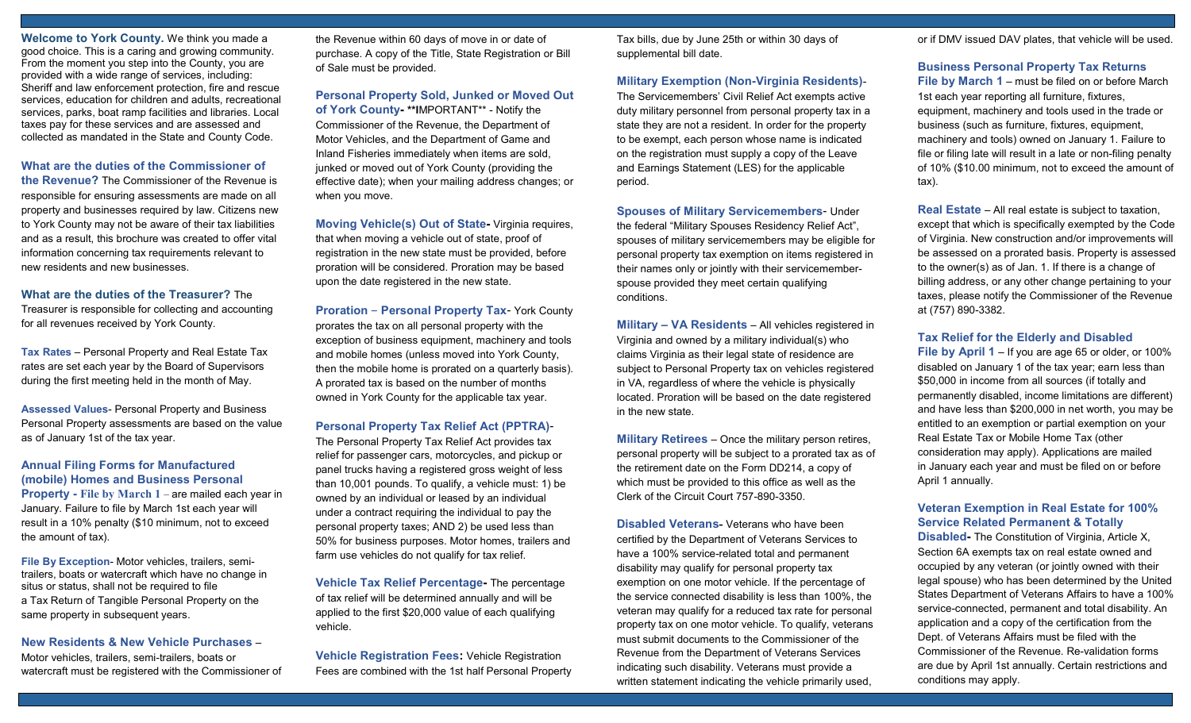**Welcome to York County.** We think you made a good choice. This is a caring and growing community. From the moment you step into the County, you are provided with a wide range of services, including: Sheriff and law enforcement protection, fire and rescue services, education for children and adults, recreational services, parks, boat ramp facilities and libraries. Local taxes pay for these services and are assessed and collected as mandated in the State and County Code.

**What are the duties of the Commissioner of the Revenue?** The Commissioner of the Revenue is responsible for ensuring assessments are made on all property and businesses required by law. Citizens new to York County may not be aware of their tax liabilities and as a result, this brochure was created to offer vital information concerning tax requirements relevant to new residents and new businesses.

**What are the duties of the Treasurer?** The Treasurer is responsible for collecting and accounting for all revenues received by York County.

**Tax Rates** – Personal Property and Real Estate Tax rates are set each year by the Board of Supervisors during the first meeting held in the month of May.

**Assessed Values**- Personal Property and Business Personal Property assessments are based on the value as of January 1st of the tax year.

**Annual Filing Forms for Manufactured (mobile) Homes and Business Personal Property - File by March 1** – are mailed each year in January. Failure to file by March 1st each year will result in a 10% penalty ($10 minimum, not to exceed the amount of tax).

**File By Exception**- Motor vehicles, trailers, semi-trailers, boats or watercraft which have no change in situs or status, shall not be required to file a Tax Return of Tangible Personal Property on the same property in subsequent years.

**New Residents & New Vehicle Purchases** – Motor vehicles, trailers, semi-trailers, boats or watercraft must be registered with the Commissioner of the Revenue within 60 days of move in or date of purchase. A copy of the Title, State Registration or Bill of Sale must be provided.

**Personal Property Sold, Junked or Moved Out of York County- **IMPORTANT**** - Notify the Commissioner of the Revenue, the Department of Motor Vehicles, and the Department of Game and Inland Fisheries immediately when items are sold, junked or moved out of York County (providing the effective date); when your mailing address changes; or when you move.

**Moving Vehicle(s) Out of State-** Virginia requires, that when moving a vehicle out of state, proof of registration in the new state must be provided, before proration will be considered. Proration may be based upon the date registered in the new state.

**Proration – Personal Property Tax**- York County prorates the tax on all personal property with the exception of business equipment, machinery and tools and mobile homes (unless moved into York County, then the mobile home is prorated on a quarterly basis). A prorated tax is based on the number of months owned in York County for the applicable tax year.

**Personal Property Tax Relief Act (PPTRA)**- The Personal Property Tax Relief Act provides tax relief for passenger cars, motorcycles, and pickup or panel trucks having a registered gross weight of less than 10,001 pounds. To qualify, a vehicle must: 1) be owned by an individual or leased by an individual under a contract requiring the individual to pay the personal property taxes; AND 2) be used less than 50% for business purposes. Motor homes, trailers and farm use vehicles do not qualify for tax relief.

**Vehicle Tax Relief Percentage-** The percentage of tax relief will be determined annually and will be applied to the first $20,000 value of each qualifying vehicle.

**Vehicle Registration Fees:** Vehicle Registration Fees are combined with the 1st half Personal Property Tax bills, due by June 25th or within 30 days of supplemental bill date.

**Military Exemption (Non-Virginia Residents)**- The Servicemembers' Civil Relief Act exempts active duty military personnel from personal property tax in a state they are not a resident. In order for the property to be exempt, each person whose name is indicated on the registration must supply a copy of the Leave and Earnings Statement (LES) for the applicable period.

**Spouses of Military Servicemembers**- Under the federal "Military Spouses Residency Relief Act", spouses of military servicemembers may be eligible for personal property tax exemption on items registered in their names only or jointly with their servicemember-spouse provided they meet certain qualifying conditions.

**Military – VA Residents** – All vehicles registered in Virginia and owned by a military individual(s) who claims Virginia as their legal state of residence are subject to Personal Property tax on vehicles registered in VA, regardless of where the vehicle is physically located. Proration will be based on the date registered in the new state.

**Military Retirees** – Once the military person retires, personal property will be subject to a prorated tax as of the retirement date on the Form DD214, a copy of which must be provided to this office as well as the Clerk of the Circuit Court 757-890-3350.

**Disabled Veterans-** Veterans who have been certified by the Department of Veterans Services to have a 100% service-related total and permanent disability may qualify for personal property tax exemption on one motor vehicle. If the percentage of the service connected disability is less than 100%, the veteran may qualify for a reduced tax rate for personal property tax on one motor vehicle. To qualify, veterans must submit documents to the Commissioner of the Revenue from the Department of Veterans Services indicating such disability. Veterans must provide a written statement indicating the vehicle primarily used, or if DMV issued DAV plates, that vehicle will be used.

**Business Personal Property Tax Returns File by March 1** – must be filed on or before March 1st each year reporting all furniture, fixtures, equipment, machinery and tools used in the trade or business (such as furniture, fixtures, equipment, machinery and tools) owned on January 1. Failure to file or filing late will result in a late or non-filing penalty of 10% ($10.00 minimum, not to exceed the amount of tax).

**Real Estate** – All real estate is subject to taxation, except that which is specifically exempted by the Code of Virginia. New construction and/or improvements will be assessed on a prorated basis. Property is assessed to the owner(s) as of Jan. 1. If there is a change of billing address, or any other change pertaining to your taxes, please notify the Commissioner of the Revenue at (757) 890-3382.

**Tax Relief for the Elderly and Disabled File by April 1** – If you are age 65 or older, or 100% disabled on January 1 of the tax year; earn less than $50,000 in income from all sources (if totally and permanently disabled, income limitations are different) and have less than $200,000 in net worth, you may be entitled to an exemption or partial exemption on your Real Estate Tax or Mobile Home Tax (other consideration may apply). Applications are mailed in January each year and must be filed on or before April 1 annually.

**Veteran Exemption in Real Estate for 100% Service Related Permanent & Totally Disabled-** The Constitution of Virginia, Article X, Section 6A exempts tax on real estate owned and occupied by any veteran (or jointly owned with their legal spouse) who has been determined by the United States Department of Veterans Affairs to have a 100% service-connected, permanent and total disability. An application and a copy of the certification from the Dept. of Veterans Affairs must be filed with the Commissioner of the Revenue. Re-validation forms are due by April 1st annually. Certain restrictions and conditions may apply.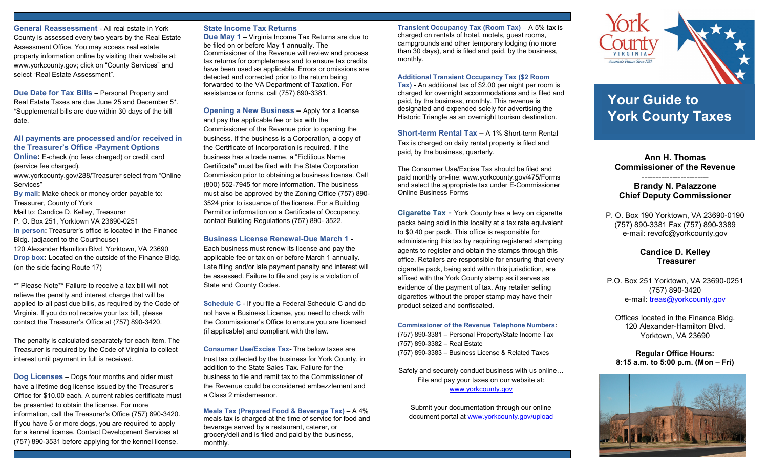**General Reassessment** - All real estate in York County is assessed every two years by the Real Estate Assessment Office. You may access real estate property information online by visiting their website at: www.yorkcounty.gov; click on "County Services" and select "Real Estate Assessment".

**Due Date for Tax Bills** – Personal Property and Real Estate Taxes are due June 25 and December 5*. *Supplemental bills are due within 30 days of the bill date.

**All payments are processed and/or received in the Treasurer's Office -Payment Options**

**Online:** E-check (no fees charged) or credit card (service fee charged).
www.yorkcounty.gov/288/Treasurer select from "Online Services"

**By mail:** Make check or money order payable to: Treasurer, County of York
Mail to: Candice D. Kelley, Treasurer
P. O. Box 251, Yorktown VA 23690-0251

**In person:** Treasurer's office is located in the Finance Bldg. (adjacent to the Courthouse)
120 Alexander Hamilton Blvd. Yorktown, VA 23690

**Drop box:** Located on the outside of the Finance Bldg. (on the side facing Route 17)

** Please Note** Failure to receive a tax bill will not relieve the penalty and interest charge that will be applied to all past due bills, as required by the Code of Virginia. If you do not receive your tax bill, please contact the Treasurer's Office at (757) 890-3420.

The penalty is calculated separately for each item. The Treasurer is required by the Code of Virginia to collect interest until payment in full is received.

**Dog Licenses** – Dogs four months and older must have a lifetime dog license issued by the Treasurer's Office for $10.00 each. A current rabies certificate must be presented to obtain the license. For more information, call the Treasurer's Office (757) 890-3420. If you have 5 or more dogs, you are required to apply for a kennel license. Contact Development Services at (757) 890-3531 before applying for the kennel license.

**State Income Tax Returns**

**Due May 1** – Virginia Income Tax Returns are due to be filed on or before May 1 annually. The Commissioner of the Revenue will review and process tax returns for completeness and to ensure tax credits have been used as applicable. Errors or omissions are detected and corrected prior to the return being forwarded to the VA Department of Taxation. For assistance or forms, call (757) 890-3381.

**Opening a New Business –** Apply for a license and pay the applicable fee or tax with the Commissioner of the Revenue prior to opening the business. If the business is a Corporation, a copy of the Certificate of Incorporation is required. If the business has a trade name, a "Fictitious Name Certificate" must be filed with the State Corporation Commission prior to obtaining a business license. Call (800) 552-7945 for more information. The business must also be approved by the Zoning Office (757) 890-3524 prior to issuance of the license. For a Building Permit or information on a Certificate of Occupancy, contact Building Regulations (757) 890- 3522.

**Business License Renewal-Due March 1** - Each business must renew its license and pay the applicable fee or tax on or before March 1 annually. Late filing and/or late payment penalty and interest will be assessed. Failure to file and pay is a violation of State and County Codes.

**Schedule C** - If you file a Federal Schedule C and do not have a Business License, you need to check with the Commissioner's Office to ensure you are licensed (if applicable) and compliant with the law.

**Consumer Use/Excise Tax-** The below taxes are trust tax collected by the business for York County, in addition to the State Sales Tax. Failure for the business to file and remit tax to the Commissioner of the Revenue could be considered embezzlement and a Class 2 misdemeanor.

**Meals Tax (Prepared Food & Beverage Tax)** – A 4% meals tax is charged at the time of service for food and beverage served by a restaurant, caterer, or grocery/deli and is filed and paid by the business, monthly.

**Transient Occupancy Tax (Room Tax)** – A 5% tax is charged on rentals of hotel, motels, guest rooms, campgrounds and other temporary lodging (no more than 30 days), and is filed and paid, by the business, monthly.

**Additional Transient Occupancy Tax ($2 Room Tax)** - An additional tax of $2.00 per night per room is charged for overnight accommodations and is filed and paid, by the business, monthly. This revenue is designated and expended solely for advertising the Historic Triangle as an overnight tourism destination.

**Short-term Rental Tax –** A 1% Short-term Rental Tax is charged on daily rental property is filed and paid, by the business, quarterly.

The Consumer Use/Excise Tax should be filed and paid monthly on-line: www.yorkcounty.gov/475/Forms and select the appropriate tax under E-Commissioner Online Business Forms

**Cigarette Tax** - York County has a levy on cigarette packs being sold in this locality at a tax rate equivalent to $0.40 per pack. This office is responsible for administering this tax by requiring registered stamping agents to register and obtain the stamps through this office. Retailers are responsible for ensuring that every cigarette pack, being sold within this jurisdiction, are affixed with the York County stamp as it serves as evidence of the payment of tax. Any retailer selling cigarettes without the proper stamp may have their product seized and confiscated.

**Commissioner of the Revenue Telephone Numbers:**
(757) 890-3381 – Personal Property/State Income Tax
(757) 890-3382 – Real Estate
(757) 890-3383 – Business License & Related Taxes

Safely and securely conduct business with us online… File and pay your taxes on our website at: www.yorkcounty.gov

Submit your documentation through our online document portal at www.yorkcounty.gov/upload

York County VIRGINIA
America's Future Since 1781

# Your Guide to York County Taxes

**Ann H. Thomas**
**Commissioner of the Revenue**

------------------------

**Brandy N. Palazzone**
**Chief Deputy Commissioner**

P. O. Box 190 Yorktown, VA 23690-0190
(757) 890-3381 Fax (757) 890-3389
e-mail: revofc@yorkcounty.gov

**Candice D. Kelley**
**Treasurer**

P.O. Box 251 Yorktown, VA 23690-0251
(757) 890-3420
e-mail: treas@yorkcounty.gov

Offices located in the Finance Bldg.
120 Alexander-Hamilton Blvd.
Yorktown, VA 23690

**Regular Office Hours:**
**8:15 a.m. to 5:00 p.m. (Mon – Fri)**